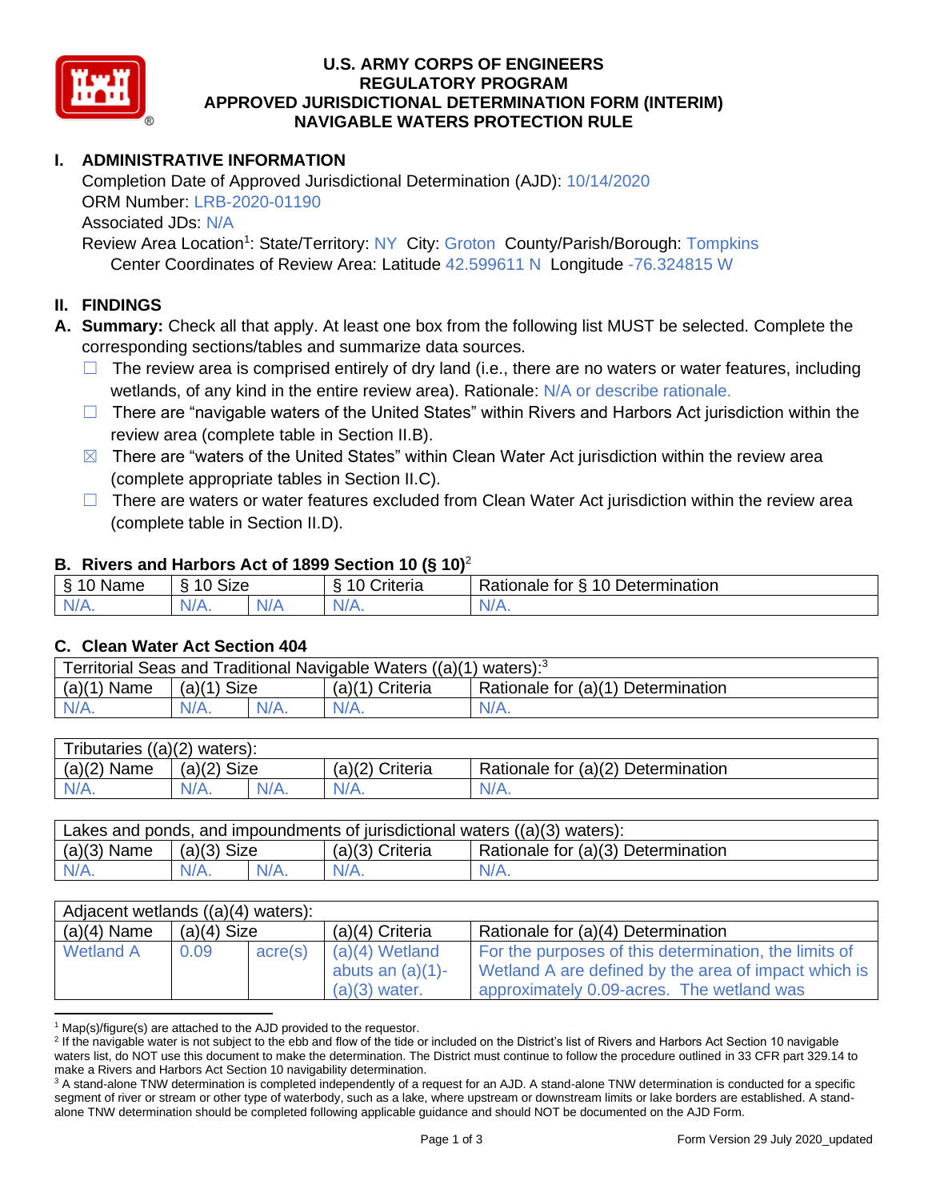# U.S. ARMY CORPS OF ENGINEERS
# REGULATORY PROGRAM
# APPROVED JURISDICTIONAL DETERMINATION FORM (INTERIM)
# NAVIGABLE WATERS PROTECTION RULE

## I. ADMINISTRATIVE INFORMATION

Completion Date of Approved Jurisdictional Determination (AJD): 10/14/2020
ORM Number: LRB-2020-01190
Associated JDs: N/A
Review Area Location[1]: State/Territory: NY City: Groton County/Parish/Borough: Tompkins
Center Coordinates of Review Area: Latitude 42.599611 N Longitude -76.324815 W

## II. FINDINGS

**A. Summary:** Check all that apply. At least one box from the following list MUST be selected. Complete the corresponding sections/tables and summarize data sources.

- ☐ The review area is comprised entirely of dry land (i.e., there are no waters or water features, including wetlands, of any kind in the entire review area). Rationale: N/A or describe rationale.
- ☐ There are "navigable waters of the United States" within Rivers and Harbors Act jurisdiction within the review area (complete table in Section II.B).
- ☒ There are "waters of the United States" within Clean Water Act jurisdiction within the review area (complete appropriate tables in Section II.C).
- ☐ There are waters or water features excluded from Clean Water Act jurisdiction within the review area (complete table in Section II.D).

### B. Rivers and Harbors Act of 1899 Section 10 (§ 10)[2]

| § 10 Name | § 10 Size | | § 10 Criteria | Rationale for § 10 Determination |
|---|---|---|---|---|
| N/A. | N/A. | N/A | N/A. | N/A. |

### C. Clean Water Act Section 404

| Territorial Seas and Traditional Navigable Waters ((a)(1) waters):[3] | | | | |
|---|---|---|---|---|
| (a)(1) Name | (a)(1) Size | | (a)(1) Criteria | Rationale for (a)(1) Determination |
| N/A. | N/A. | N/A. | N/A. | N/A. |

| Tributaries ((a)(2) waters): | | | | |
|---|---|---|---|---|
| (a)(2) Name | (a)(2) Size | | (a)(2) Criteria | Rationale for (a)(2) Determination |
| N/A. | N/A. | N/A. | N/A. | N/A. |

| Lakes and ponds, and impoundments of jurisdictional waters ((a)(3) waters): | | | | |
|---|---|---|---|---|
| (a)(3) Name | (a)(3) Size | | (a)(3) Criteria | Rationale for (a)(3) Determination |
| N/A. | N/A. | N/A. | N/A. | N/A. |

| Adjacent wetlands ((a)(4) waters): | | | | |
|---|---|---|---|---|
| (a)(4) Name | (a)(4) Size | | (a)(4) Criteria | Rationale for (a)(4) Determination |
| Wetland A | 0.09 | acre(s) | (a)(4) Wetland abuts an (a)(1)-(a)(3) water. | For the purposes of this determination, the limits of Wetland A are defined by the area of impact which is approximately 0.09-acres. The wetland was |

[1] Map(s)/figure(s) are attached to the AJD provided to the requestor.

[2] If the navigable water is not subject to the ebb and flow of the tide or included on the District's list of Rivers and Harbors Act Section 10 navigable waters list, do NOT use this document to make the determination. The District must continue to follow the procedure outlined in 33 CFR part 329.14 to make a Rivers and Harbors Act Section 10 navigability determination.

[3] A stand-alone TNW determination is completed independently of a request for an AJD. A stand-alone TNW determination is conducted for a specific segment of river or stream or other type of waterbody, such as a lake, where upstream or downstream limits or lake borders are established. A stand-alone TNW determination should be completed following applicable guidance and should NOT be documented on the AJD Form.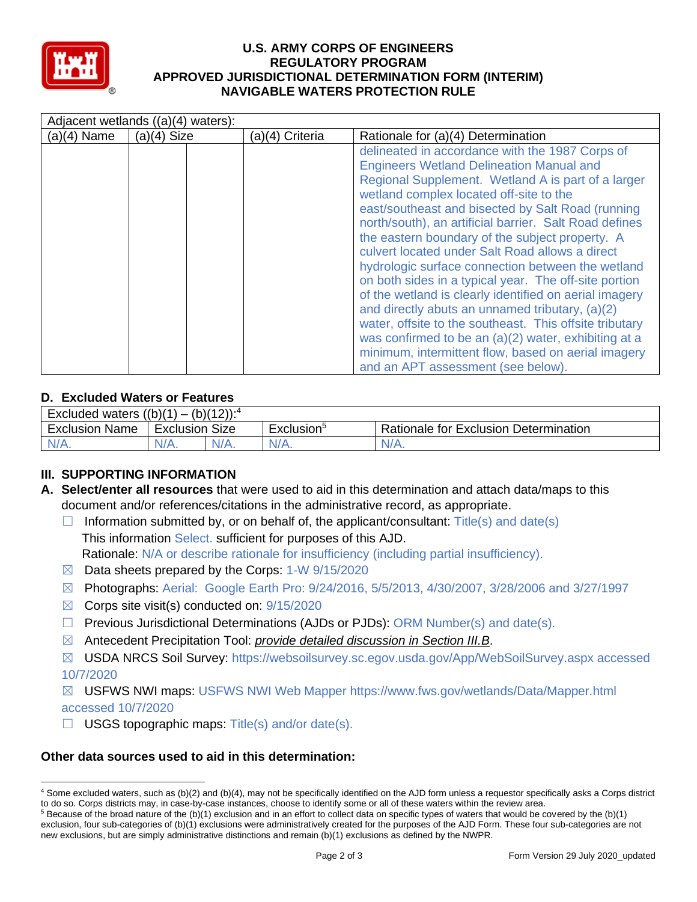| Adjacent wetlands ((a)(4) waters): | | | | |
|---|---|---|---|---|
| (a)(4) Name | (a)(4) Size | | (a)(4) Criteria | Rationale for (a)(4) Determination |
| | | | | delineated in accordance with the 1987 Corps of Engineers Wetland Delineation Manual and Regional Supplement. Wetland A is part of a larger wetland complex located off-site to the east/southeast and bisected by Salt Road (running north/south), an artificial barrier. Salt Road defines the eastern boundary of the subject property. A culvert located under Salt Road allows a direct hydrologic surface connection between the wetland on both sides in a typical year. The off-site portion of the wetland is clearly identified on aerial imagery and directly abuts an unnamed tributary, (a)(2) water, offsite to the southeast. This offsite tributary was confirmed to be an (a)(2) water, exhibiting at a minimum, intermittent flow, based on aerial imagery and an APT assessment (see below). |

### D. Excluded Waters or Features

| Excluded waters ((b)(1) – (b)(12)):[4] | | | | |
|---|---|---|---|---|
| Exclusion Name | Exclusion Size | | Exclusion[5] | Rationale for Exclusion Determination |
| N/A. | N/A. | N/A. | N/A. | N/A. |

## III. SUPPORTING INFORMATION

**A. Select/enter all resources** that were used to aid in this determination and attach data/maps to this document and/or references/citations in the administrative record, as appropriate.

- ☐ Information submitted by, or on behalf of, the applicant/consultant: Title(s) and date(s)
  This information Select. sufficient for purposes of this AJD.
  Rationale: N/A or describe rationale for insufficiency (including partial insufficiency).
- ☒ Data sheets prepared by the Corps: 1-W 9/15/2020
- ☒ Photographs: Aerial: Google Earth Pro: 9/24/2016, 5/5/2013, 4/30/2007, 3/28/2006 and 3/27/1997
- ☒ Corps site visit(s) conducted on: 9/15/2020
- ☐ Previous Jurisdictional Determinations (AJDs or PJDs): ORM Number(s) and date(s).
- ☒ Antecedent Precipitation Tool: *provide detailed discussion in Section III.B*.
- ☒ USDA NRCS Soil Survey: https://websoilsurvey.sc.egov.usda.gov/App/WebSoilSurvey.aspx accessed 10/7/2020
- ☒ USFWS NWI maps: USFWS NWI Web Mapper https://www.fws.gov/wetlands/Data/Mapper.html accessed 10/7/2020
- ☐ USGS topographic maps: Title(s) and/or date(s).

**Other data sources used to aid in this determination:**

[4] Some excluded waters, such as (b)(2) and (b)(4), may not be specifically identified on the AJD form unless a requestor specifically asks a Corps district to do so. Corps districts may, in case-by-case instances, choose to identify some or all of these waters within the review area.

[5] Because of the broad nature of the (b)(1) exclusion and in an effort to collect data on specific types of waters that would be covered by the (b)(1) exclusion, four sub-categories of (b)(1) exclusions were administratively created for the purposes of the AJD Form. These four sub-categories are not new exclusions, but are simply administrative distinctions and remain (b)(1) exclusions as defined by the NWPR.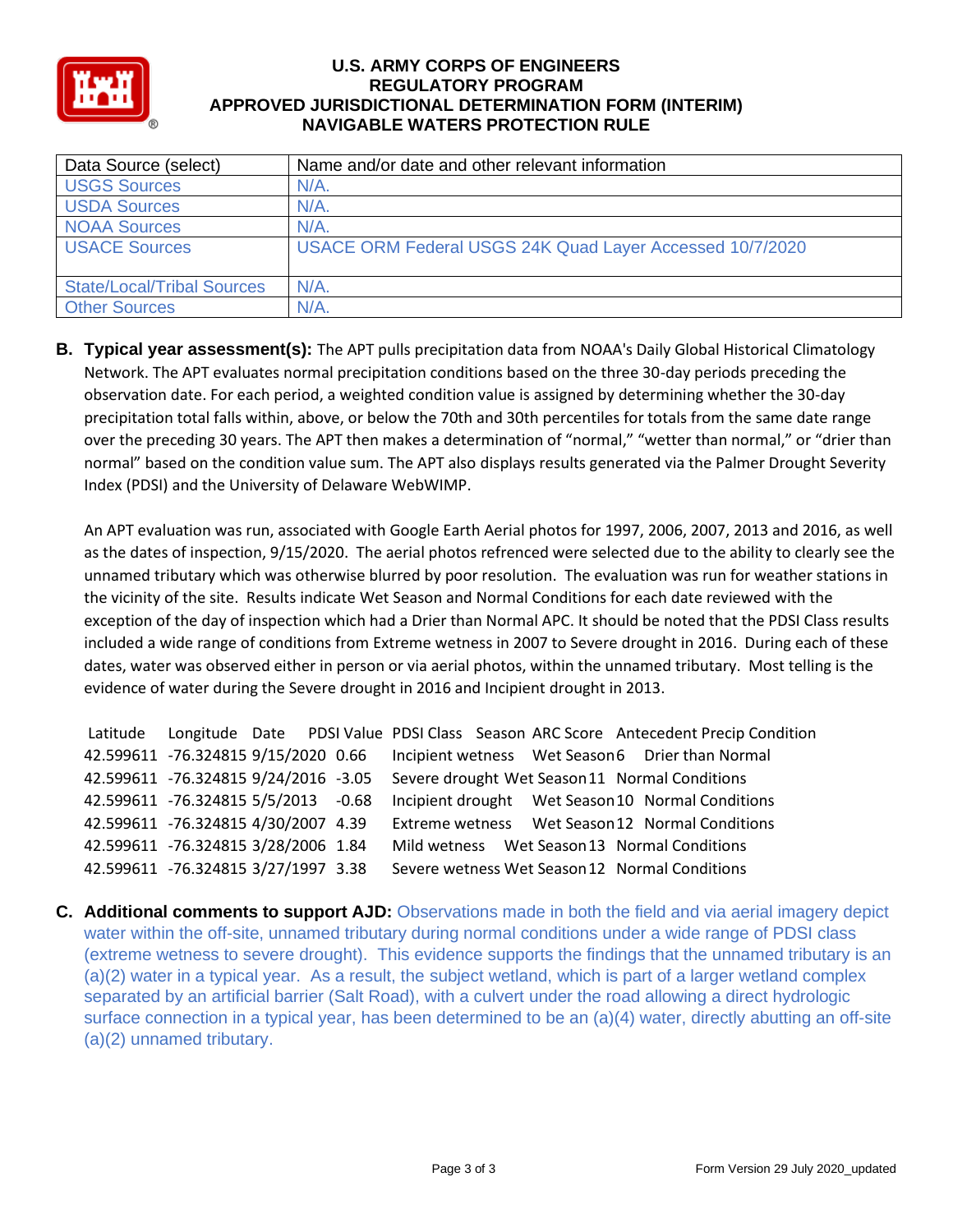# U.S. ARMY CORPS OF ENGINEERS
# REGULATORY PROGRAM
# APPROVED JURISDICTIONAL DETERMINATION FORM (INTERIM)
# NAVIGABLE WATERS PROTECTION RULE

| Data Source (select) | Name and/or date and other relevant information |
|---|---|
| USGS Sources | N/A. |
| USDA Sources | N/A. |
| NOAA Sources | N/A. |
| USACE Sources | USACE ORM Federal USGS 24K Quad Layer Accessed 10/7/2020 |
| State/Local/Tribal Sources | N/A. |
| Other Sources | N/A. |

**B. Typical year assessment(s):** The APT pulls precipitation data from NOAA's Daily Global Historical Climatology Network. The APT evaluates normal precipitation conditions based on the three 30-day periods preceding the observation date. For each period, a weighted condition value is assigned by determining whether the 30-day precipitation total falls within, above, or below the 70th and 30th percentiles for totals from the same date range over the preceding 30 years. The APT then makes a determination of "normal," "wetter than normal," or "drier than normal" based on the condition value sum. The APT also displays results generated via the Palmer Drought Severity Index (PDSI) and the University of Delaware WebWIMP.

An APT evaluation was run, associated with Google Earth Aerial photos for 1997, 2006, 2007, 2013 and 2016, as well as the dates of inspection, 9/15/2020. The aerial photos refrenced were selected due to the ability to clearly see the unnamed tributary which was otherwise blurred by poor resolution. The evaluation was run for weather stations in the vicinity of the site. Results indicate Wet Season and Normal Conditions for each date reviewed with the exception of the day of inspection which had a Drier than Normal APC. It should be noted that the PDSI Class results included a wide range of conditions from Extreme wetness in 2007 to Severe drought in 2016. During each of these dates, water was observed either in person or via aerial photos, within the unnamed tributary. Most telling is the evidence of water during the Severe drought in 2016 and Incipient drought in 2013.

| Latitude | Longitude | Date | PDSI Value | PDSI Class | Season | ARC Score | Antecedent Precip Condition |
|---|---|---|---|---|---|---|---|
| 42.599611 | -76.324815 | 9/15/2020 | 0.66 | Incipient wetness | Wet Season | 6 | Drier than Normal |
| 42.599611 | -76.324815 | 9/24/2016 | -3.05 | Severe drought | Wet Season | 11 | Normal Conditions |
| 42.599611 | -76.324815 | 5/5/2013 | -0.68 | Incipient drought | Wet Season | 10 | Normal Conditions |
| 42.599611 | -76.324815 | 4/30/2007 | 4.39 | Extreme wetness | Wet Season | 12 | Normal Conditions |
| 42.599611 | -76.324815 | 3/28/2006 | 1.84 | Mild wetness | Wet Season | 13 | Normal Conditions |
| 42.599611 | -76.324815 | 3/27/1997 | 3.38 | Severe wetness | Wet Season | 12 | Normal Conditions |

**C. Additional comments to support AJD:** Observations made in both the field and via aerial imagery depict water within the off-site, unnamed tributary during normal conditions under a wide range of PDSI class (extreme wetness to severe drought). This evidence supports the findings that the unnamed tributary is an (a)(2) water in a typical year. As a result, the subject wetland, which is part of a larger wetland complex separated by an artificial barrier (Salt Road), with a culvert under the road allowing a direct hydrologic surface connection in a typical year, has been determined to be an (a)(4) water, directly abutting an off-site (a)(2) unnamed tributary.